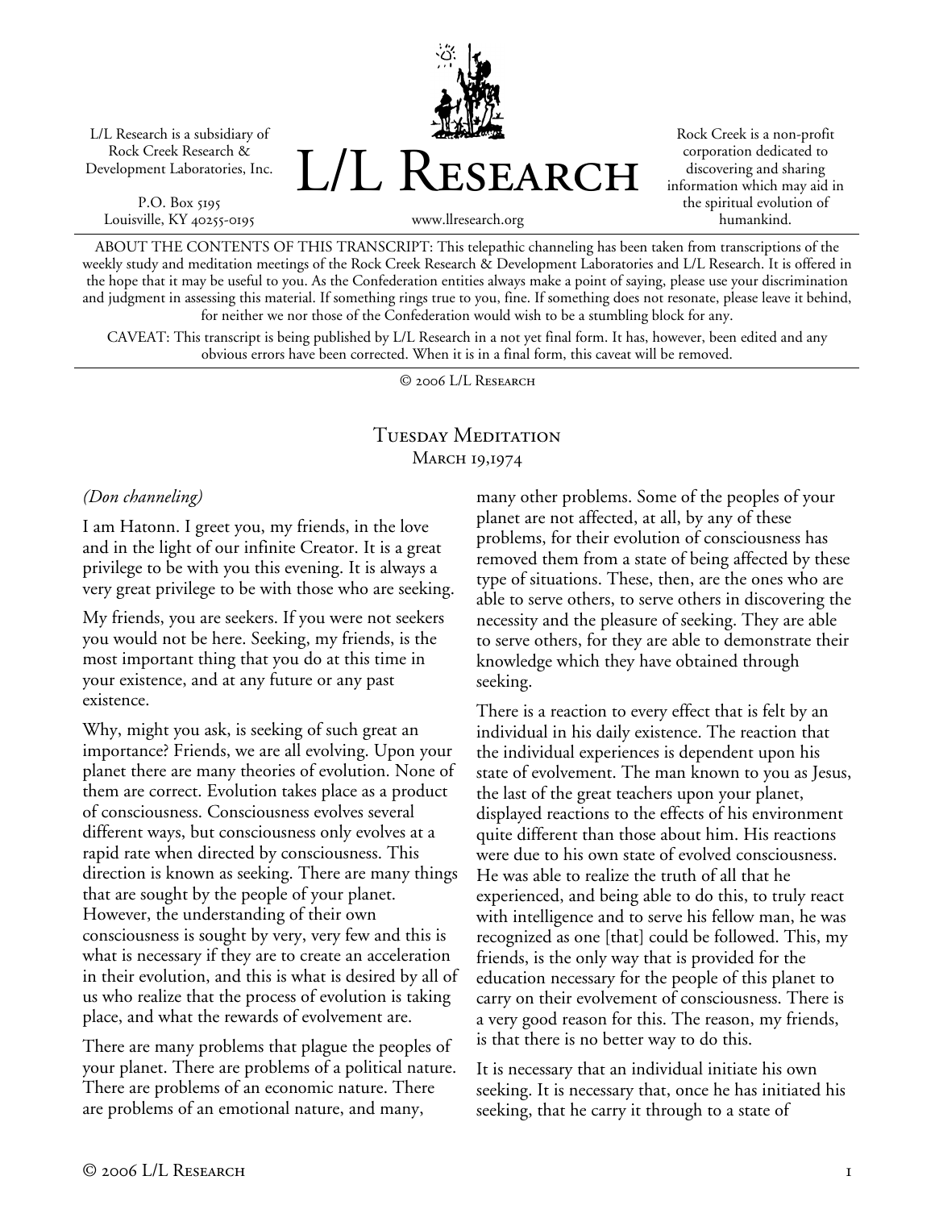L/L Research is a subsidiary of Rock Creek Research & Development Laboratories, Inc.

P.O. Box 5195
Louisville, KY 40255-0195

# L/L Research

www.llresearch.org

Rock Creek is a non-profit corporation dedicated to discovering and sharing information which may aid in the spiritual evolution of humankind.

ABOUT THE CONTENTS OF THIS TRANSCRIPT: This telepathic channeling has been taken from transcriptions of the weekly study and meditation meetings of the Rock Creek Research & Development Laboratories and L/L Research. It is offered in the hope that it may be useful to you. As the Confederation entities always make a point of saying, please use your discrimination and judgment in assessing this material. If something rings true to you, fine. If something does not resonate, please leave it behind, for neither we nor those of the Confederation would wish to be a stumbling block for any.

CAVEAT: This transcript is being published by L/L Research in a not yet final form. It has, however, been edited and any obvious errors have been corrected. When it is in a final form, this caveat will be removed.

© 2006 L/L Research

## Tuesday Meditation
### March 19,1974

*(Don channeling)*

I am Hatonn. I greet you, my friends, in the love and in the light of our infinite Creator. It is a great privilege to be with you this evening. It is always a very great privilege to be with those who are seeking.

My friends, you are seekers. If you were not seekers you would not be here. Seeking, my friends, is the most important thing that you do at this time in your existence, and at any future or any past existence.

Why, might you ask, is seeking of such great an importance? Friends, we are all evolving. Upon your planet there are many theories of evolution. None of them are correct. Evolution takes place as a product of consciousness. Consciousness evolves several different ways, but consciousness only evolves at a rapid rate when directed by consciousness. This direction is known as seeking. There are many things that are sought by the people of your planet. However, the understanding of their own consciousness is sought by very, very few and this is what is necessary if they are to create an acceleration in their evolution, and this is what is desired by all of us who realize that the process of evolution is taking place, and what the rewards of evolvement are.

There are many problems that plague the peoples of your planet. There are problems of a political nature. There are problems of an economic nature. There are problems of an emotional nature, and many, many other problems. Some of the peoples of your planet are not affected, at all, by any of these problems, for their evolution of consciousness has removed them from a state of being affected by these type of situations. These, then, are the ones who are able to serve others, to serve others in discovering the necessity and the pleasure of seeking. They are able to serve others, for they are able to demonstrate their knowledge which they have obtained through seeking.

There is a reaction to every effect that is felt by an individual in his daily existence. The reaction that the individual experiences is dependent upon his state of evolvement. The man known to you as Jesus, the last of the great teachers upon your planet, displayed reactions to the effects of his environment quite different than those about him. His reactions were due to his own state of evolved consciousness. He was able to realize the truth of all that he experienced, and being able to do this, to truly react with intelligence and to serve his fellow man, he was recognized as one [that] could be followed. This, my friends, is the only way that is provided for the education necessary for the people of this planet to carry on their evolvement of consciousness. There is a very good reason for this. The reason, my friends, is that there is no better way to do this.

It is necessary that an individual initiate his own seeking. It is necessary that, once he has initiated his seeking, that he carry it through to a state of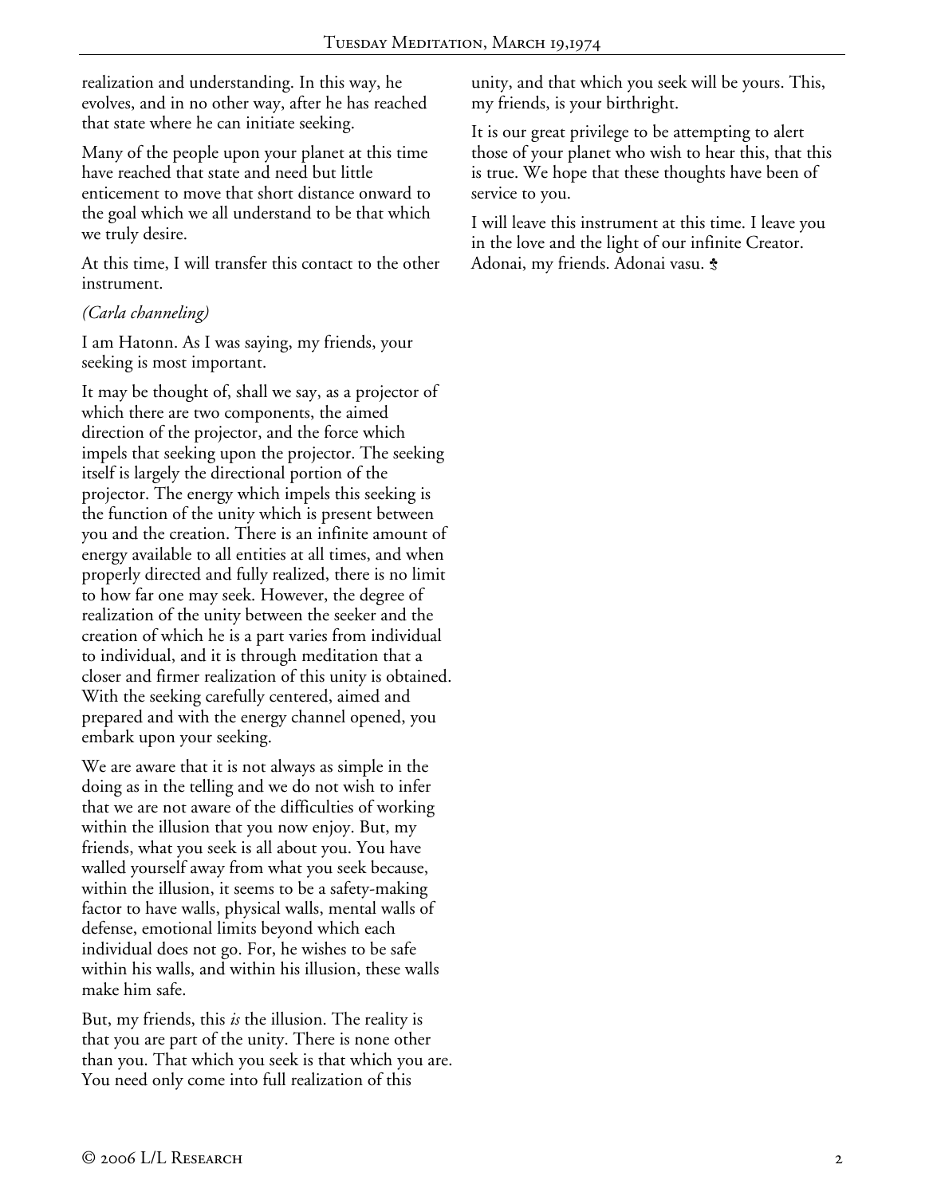realization and understanding. In this way, he evolves, and in no other way, after he has reached that state where he can initiate seeking.

Many of the people upon your planet at this time have reached that state and need but little enticement to move that short distance onward to the goal which we all understand to be that which we truly desire.

At this time, I will transfer this contact to the other instrument.

*(Carla channeling)*

I am Hatonn. As I was saying, my friends, your seeking is most important.

It may be thought of, shall we say, as a projector of which there are two components, the aimed direction of the projector, and the force which impels that seeking upon the projector. The seeking itself is largely the directional portion of the projector. The energy which impels this seeking is the function of the unity which is present between you and the creation. There is an infinite amount of energy available to all entities at all times, and when properly directed and fully realized, there is no limit to how far one may seek. However, the degree of realization of the unity between the seeker and the creation of which he is a part varies from individual to individual, and it is through meditation that a closer and firmer realization of this unity is obtained. With the seeking carefully centered, aimed and prepared and with the energy channel opened, you embark upon your seeking.

We are aware that it is not always as simple in the doing as in the telling and we do not wish to infer that we are not aware of the difficulties of working within the illusion that you now enjoy. But, my friends, what you seek is all about you. You have walled yourself away from what you seek because, within the illusion, it seems to be a safety-making factor to have walls, physical walls, mental walls of defense, emotional limits beyond which each individual does not go. For, he wishes to be safe within his walls, and within his illusion, these walls make him safe.

But, my friends, this *is* the illusion. The reality is that you are part of the unity. There is none other than you. That which you seek is that which you are. You need only come into full realization of this unity, and that which you seek will be yours. This, my friends, is your birthright.

It is our great privilege to be attempting to alert those of your planet who wish to hear this, that this is true. We hope that these thoughts have been of service to you.

I will leave this instrument at this time. I leave you in the love and the light of our infinite Creator. Adonai, my friends. Adonai vasu.